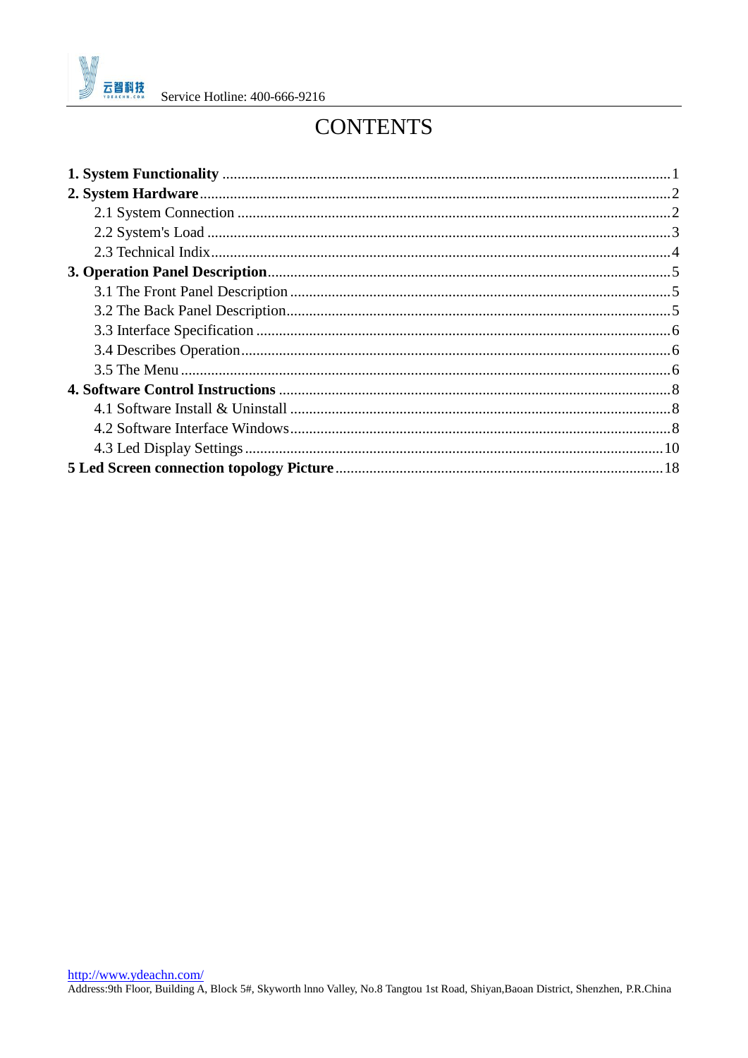# CONTENTS

**1. System Functionality** .......... 1

**2. System Hardware** .......... 2

- 2.1 System Connection .......... 2
- 2.2 System's Load .......... 3
- 2.3 Technical Indix .......... 4

**3. Operation Panel Description** .......... 5

- 3.1 The Front Panel Description .......... 5
- 3.2 The Back Panel Description .......... 5
- 3.3 Interface Specification .......... 6
- 3.4 Describes Operation .......... 6
- 3.5 The Menu .......... 6

**4. Software Control Instructions** .......... 8

- 4.1 Software Install & Uninstall .......... 8
- 4.2 Software Interface Windows .......... 8
- 4.3 Led Display Settings .......... 10

**5 Led Screen connection topology Picture** .......... 18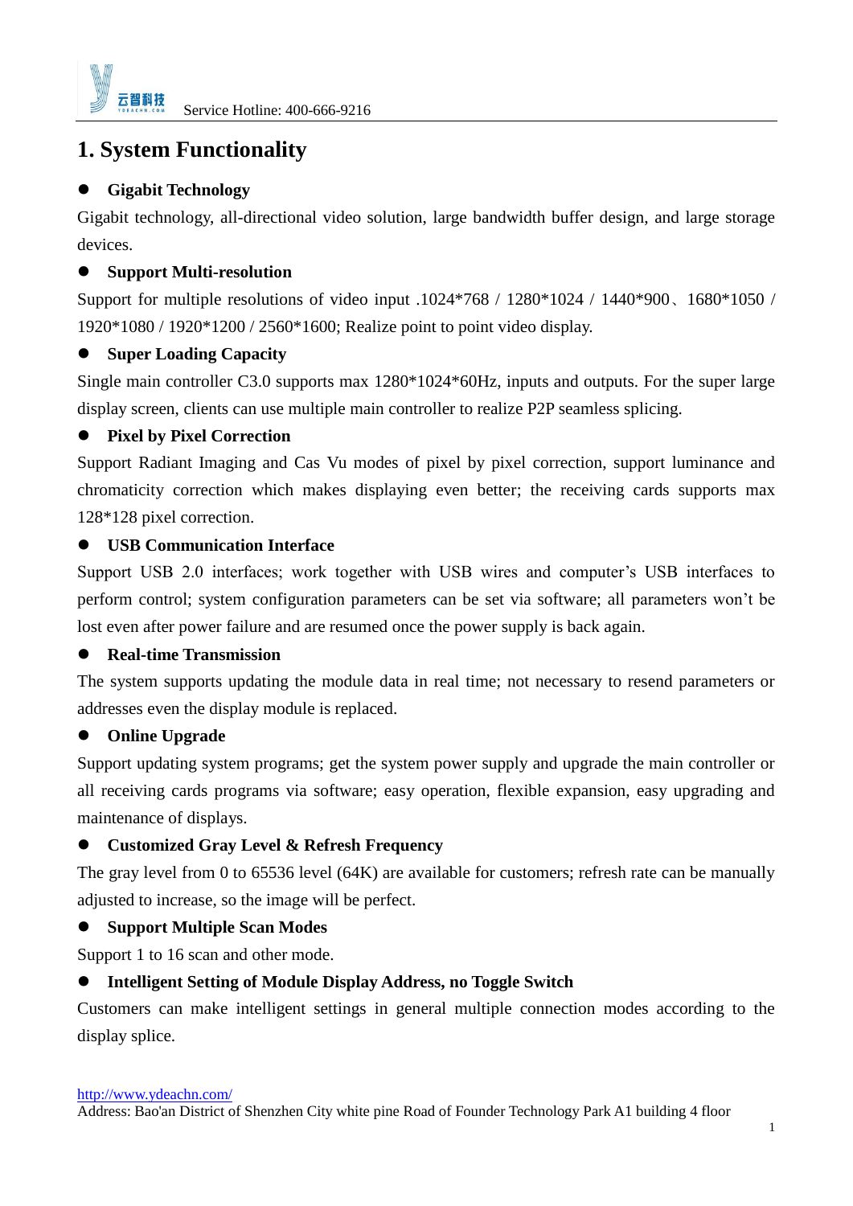# 1. System Functionality

- **Gigabit Technology**

Gigabit technology, all-directional video solution, large bandwidth buffer design, and large storage devices.

- **Support Multi-resolution**

Support for multiple resolutions of video input .1024*768 / 1280*1024 / 1440*900、1680*1050 / 1920*1080 / 1920*1200 / 2560*1600; Realize point to point video display.

- **Super Loading Capacity**

Single main controller C3.0 supports max 1280*1024*60Hz, inputs and outputs. For the super large display screen, clients can use multiple main controller to realize P2P seamless splicing.

- **Pixel by Pixel Correction**

Support Radiant Imaging and Cas Vu modes of pixel by pixel correction, support luminance and chromaticity correction which makes displaying even better; the receiving cards supports max 128*128 pixel correction.

- **USB Communication Interface**

Support USB 2.0 interfaces; work together with USB wires and computer's USB interfaces to perform control; system configuration parameters can be set via software; all parameters won't be lost even after power failure and are resumed once the power supply is back again.

- **Real-time Transmission**

The system supports updating the module data in real time; not necessary to resend parameters or addresses even the display module is replaced.

- **Online Upgrade**

Support updating system programs; get the system power supply and upgrade the main controller or all receiving cards programs via software; easy operation, flexible expansion, easy upgrading and maintenance of displays.

- **Customized Gray Level & Refresh Frequency**

The gray level from 0 to 65536 level (64K) are available for customers; refresh rate can be manually adjusted to increase, so the image will be perfect.

- **Support Multiple Scan Modes**

Support 1 to 16 scan and other mode.

- **Intelligent Setting of Module Display Address, no Toggle Switch**

Customers can make intelligent settings in general multiple connection modes according to the display splice.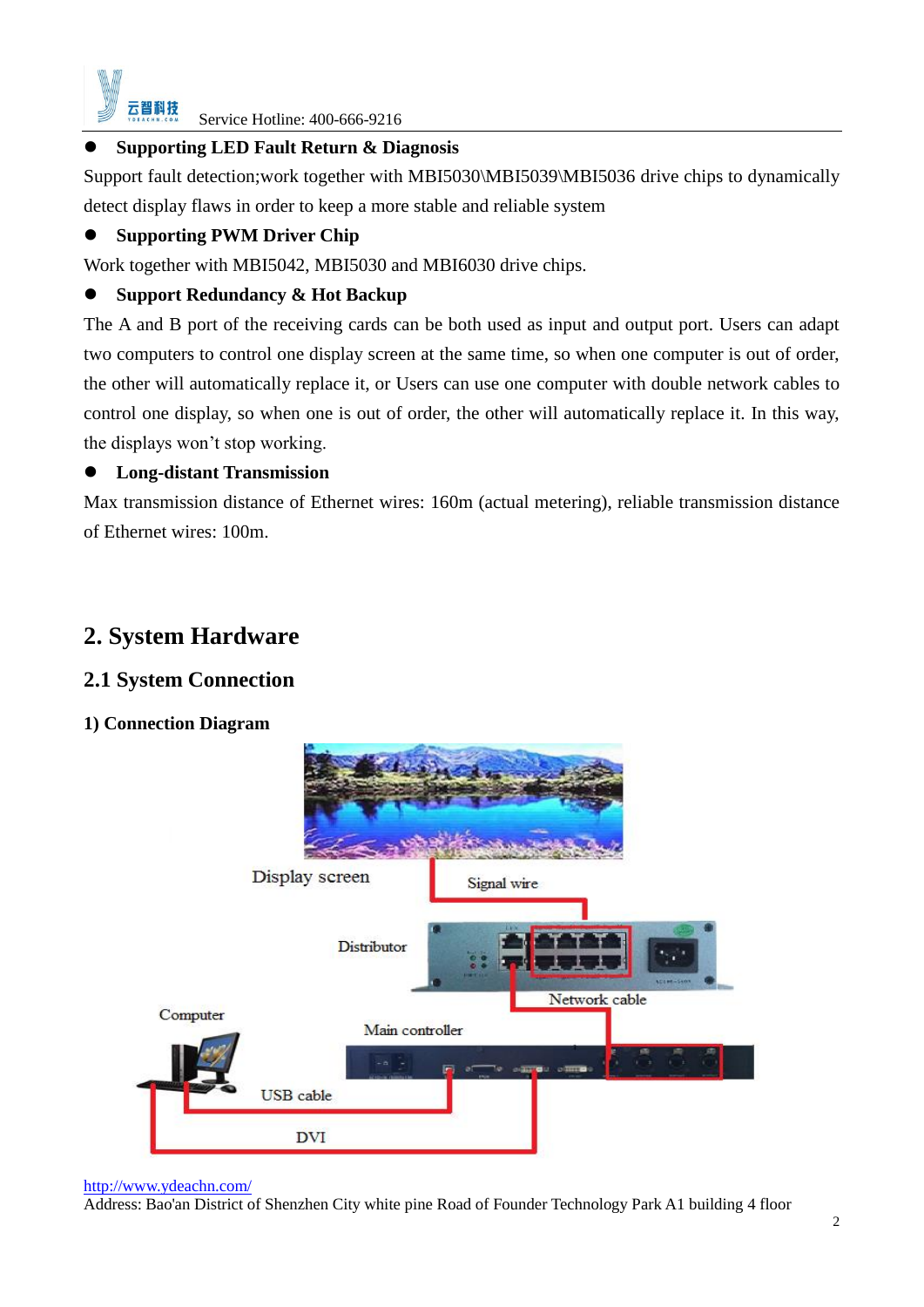- **Supporting LED Fault Return & Diagnosis**

Support fault detection;work together with MBI5030\MBI5039\MBI5036 drive chips to dynamically detect display flaws in order to keep a more stable and reliable system

- **Supporting PWM Driver Chip**

Work together with MBI5042, MBI5030 and MBI6030 drive chips.

- **Support Redundancy & Hot Backup**

The A and B port of the receiving cards can be both used as input and output port. Users can adapt two computers to control one display screen at the same time, so when one computer is out of order, the other will automatically replace it, or Users can use one computer with double network cables to control one display, so when one is out of order, the other will automatically replace it. In this way, the displays won't stop working.

- **Long-distant Transmission**

Max transmission distance of Ethernet wires: 160m (actual metering), reliable transmission distance of Ethernet wires: 100m.

# 2. System Hardware

## 2.1 System Connection

### 1) Connection Diagram

Display screen

Signal wire

Distributor

Network cable

Computer

Main controller

USB cable

DVI

http://www.ydeachn.com/

Address: Bao'an District of Shenzhen City white pine Road of Founder Technology Park A1 building 4 floor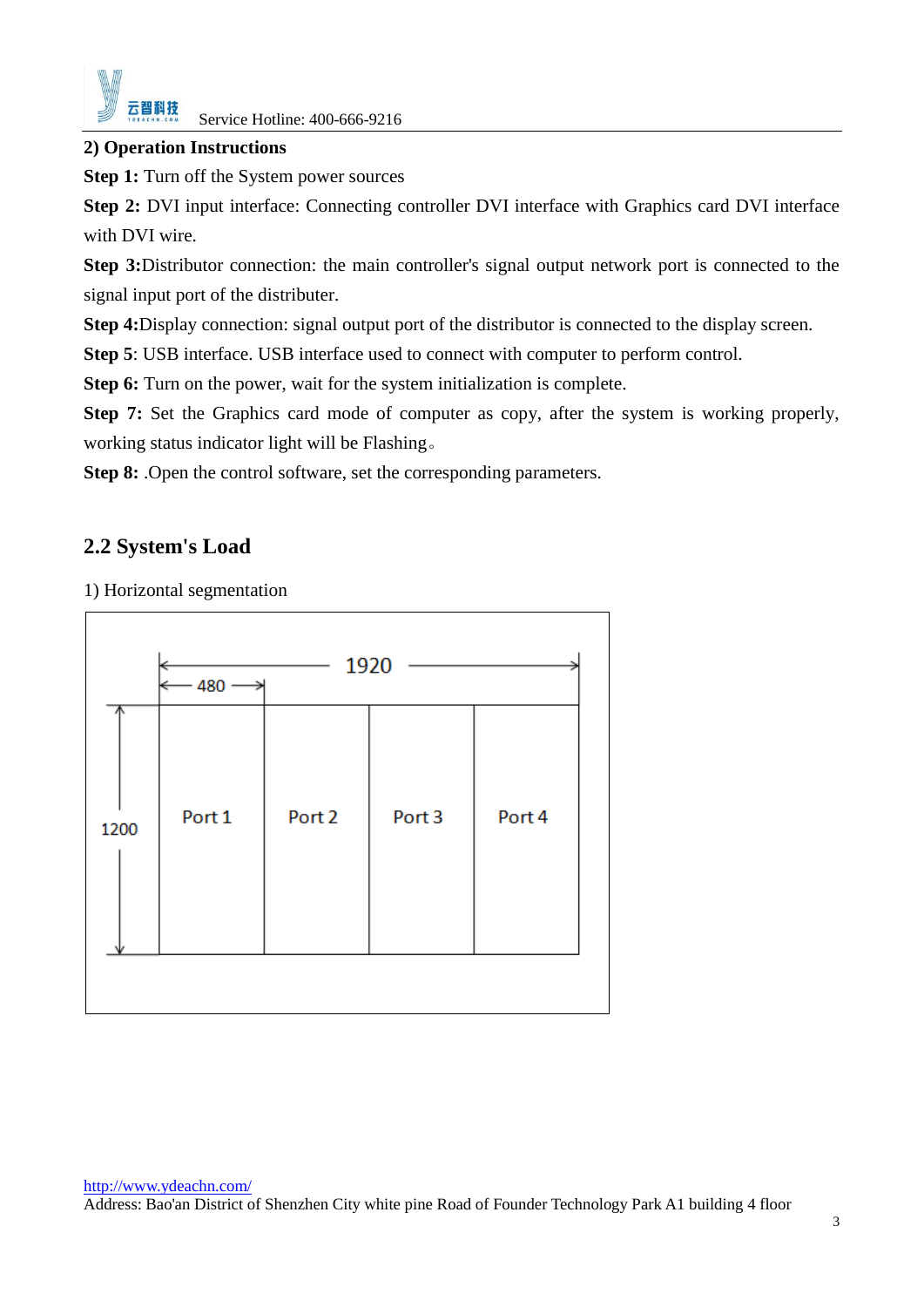**2) Operation Instructions**

**Step 1:** Turn off the System power sources

**Step 2:** DVI input interface: Connecting controller DVI interface with Graphics card DVI interface with DVI wire.

**Step 3:**Distributor connection: the main controller's signal output network port is connected to the signal input port of the distributer.

**Step 4:**Display connection: signal output port of the distributor is connected to the display screen.

**Step 5**: USB interface. USB interface used to connect with computer to perform control.

**Step 6:** Turn on the power, wait for the system initialization is complete.

**Step 7:** Set the Graphics card mode of computer as copy, after the system is working properly, working status indicator light will be Flashing。

**Step 8:** .Open the control software, set the corresponding parameters.

## 2.2 System's Load

1) Horizontal segmentation

1920

480

1200

| Port 1 | Port 2 | Port 3 | Port 4 |
|---|---|---|---|

http://www.ydeachn.com/

Address: Bao'an District of Shenzhen City white pine Road of Founder Technology Park A1 building 4 floor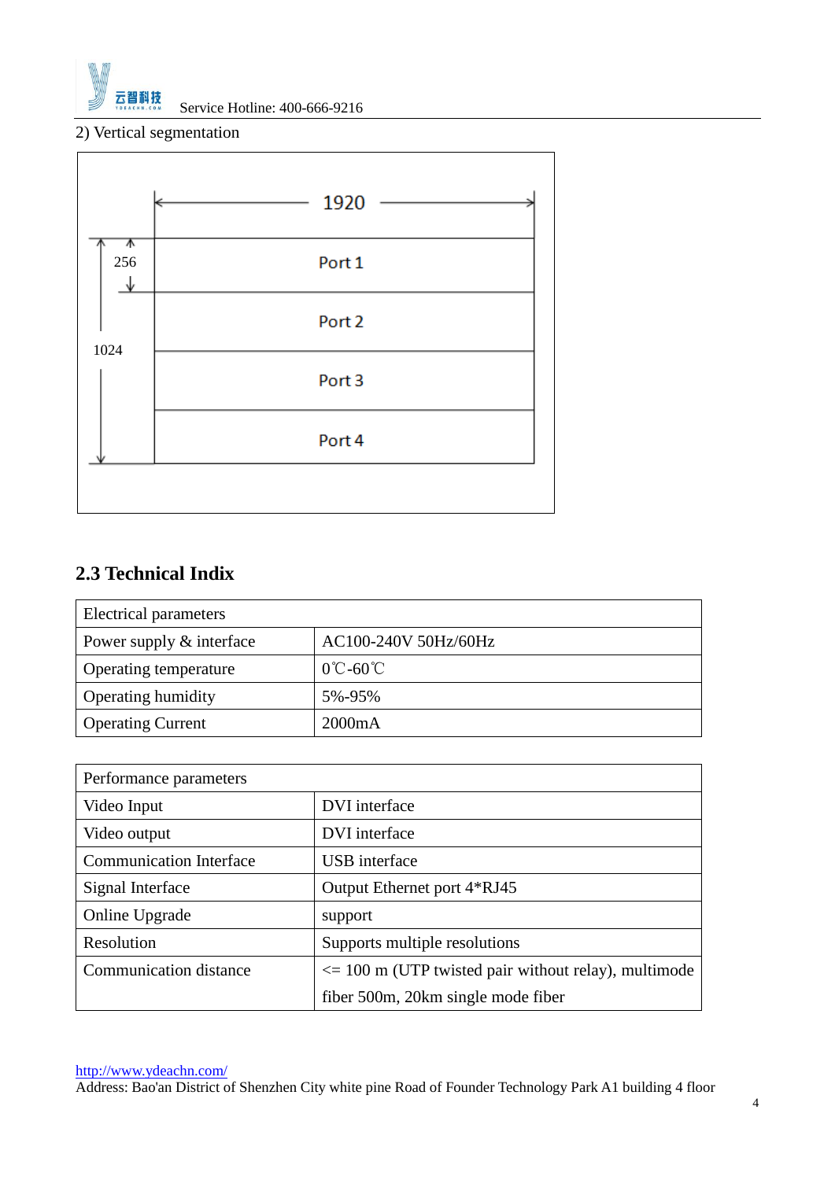2) Vertical segmentation

1920

256

1024

Port 1

Port 2

Port 3

Port 4

## 2.3 Technical Indix

| Electrical parameters | |
|---|---|
| Power supply & interface | AC100-240V 50Hz/60Hz |
| Operating temperature | 0℃-60℃ |
| Operating humidity | 5%-95% |
| Operating Current | 2000mA |

| Performance parameters | |
|---|---|
| Video Input | DVI interface |
| Video output | DVI interface |
| Communication Interface | USB interface |
| Signal Interface | Output Ethernet port 4*RJ45 |
| Online Upgrade | support |
| Resolution | Supports multiple resolutions |
| Communication distance | <= 100 m (UTP twisted pair without relay), multimode fiber 500m, 20km single mode fiber |

http://www.ydeachn.com/

Address: Bao'an District of Shenzhen City white pine Road of Founder Technology Park A1 building 4 floor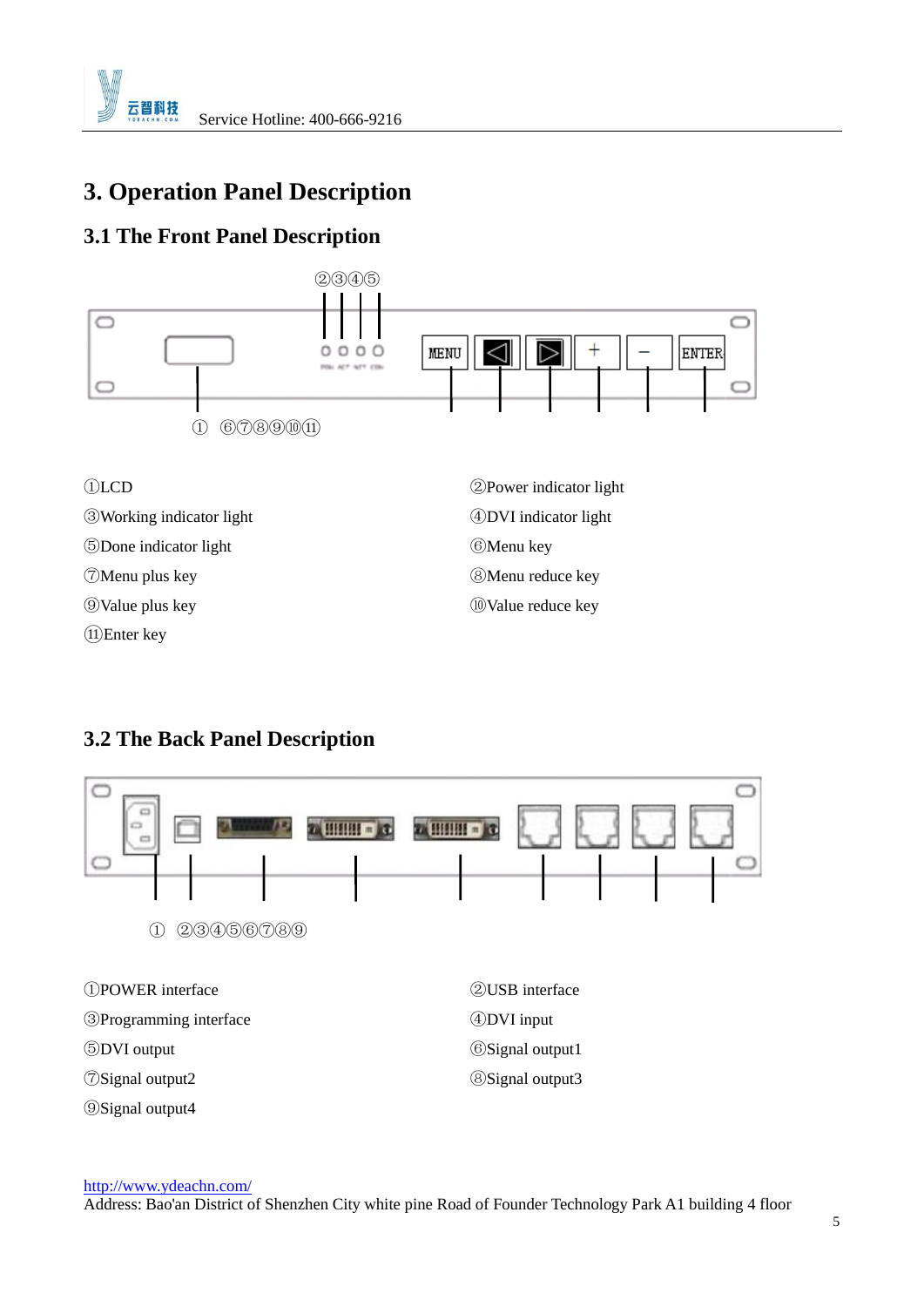# 3. Operation Panel Description

## 3.1 The Front Panel Description

①LCD

②Power indicator light

③Working indicator light

④DVI indicator light

⑤Done indicator light

⑥Menu key

⑦Menu plus key

⑧Menu reduce key

⑨Value plus key

⑩Value reduce key

⑪Enter key

## 3.2 The Back Panel Description

①POWER interface

②USB interface

③Programming interface

④DVI input

⑤DVI output

⑥Signal output1

⑦Signal output2

⑧Signal output3

⑨Signal output4

http://www.ydeachn.com/

Address: Bao'an District of Shenzhen City white pine Road of Founder Technology Park A1 building 4 floor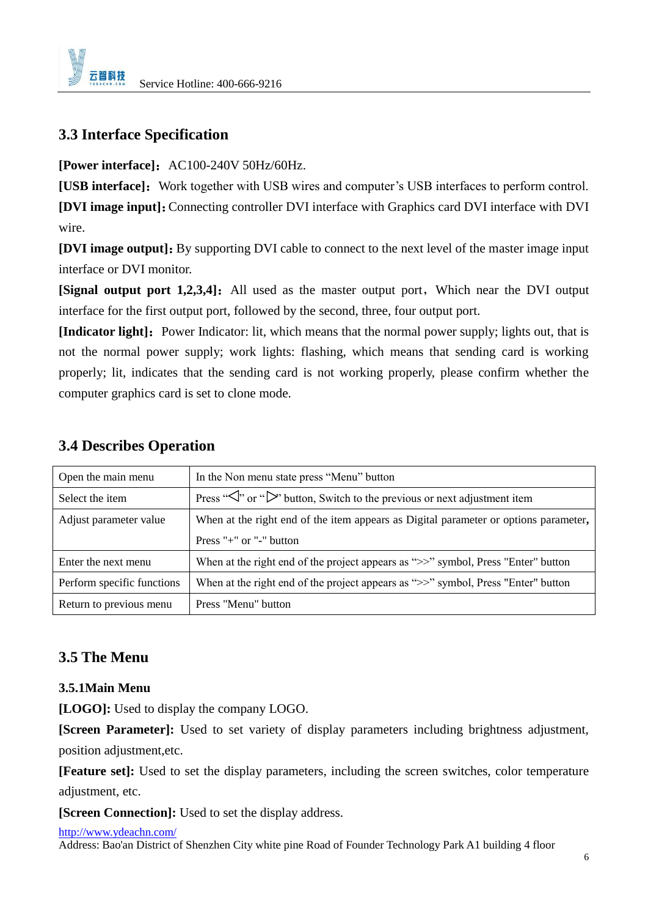## 3.3 Interface Specification

**[Power interface]：** AC100-240V 50Hz/60Hz.

**[USB interface]：** Work together with USB wires and computer's USB interfaces to perform control.

**[DVI image input]:** Connecting controller DVI interface with Graphics card DVI interface with DVI wire.

**[DVI image output]:** By supporting DVI cable to connect to the next level of the master image input interface or DVI monitor.

**[Signal output port 1,2,3,4]：** All used as the master output port，Which near the DVI output interface for the first output port, followed by the second, three, four output port.

**[Indicator light]：** Power Indicator: lit, which means that the normal power supply; lights out, that is not the normal power supply; work lights: flashing, which means that sending card is working properly; lit, indicates that the sending card is not working properly, please confirm whether the computer graphics card is set to clone mode.

## 3.4 Describes Operation

| Open the main menu | In the Non menu state press "Menu" button |
|---|---|
| Select the item | Press "◁" or "▷" button, Switch to the previous or next adjustment item |
| Adjust parameter value | When at the right end of the item appears as Digital parameter or options parameter, Press "+" or "-" button |
| Enter the next menu | When at the right end of the project appears as ">>" symbol, Press "Enter" button |
| Perform specific functions | When at the right end of the project appears as ">>" symbol, Press "Enter" button |
| Return to previous menu | Press "Menu" button |

## 3.5 The Menu

### 3.5.1Main Menu

**[LOGO]:** Used to display the company LOGO.

**[Screen Parameter]:** Used to set variety of display parameters including brightness adjustment, position adjustment,etc.

**[Feature set]:** Used to set the display parameters, including the screen switches, color temperature adjustment, etc.

**[Screen Connection]:** Used to set the display address.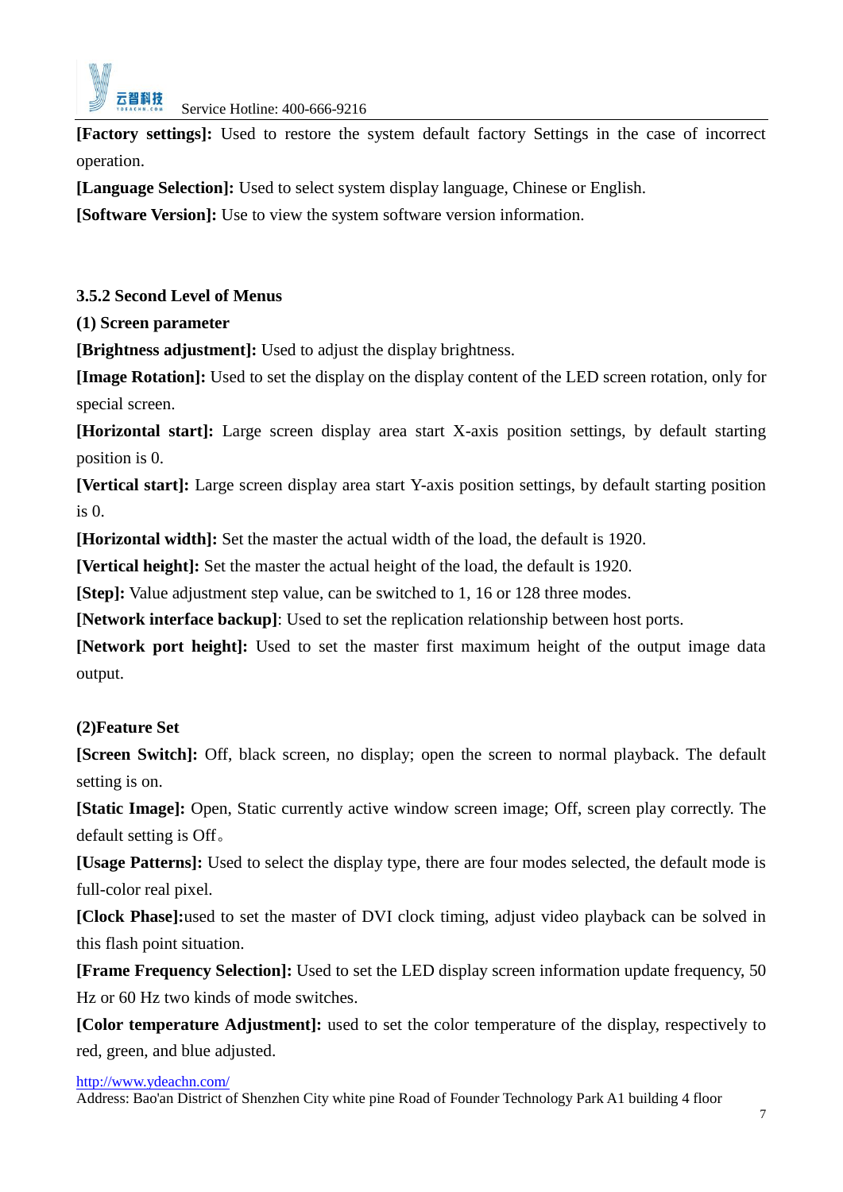**[Factory settings]:** Used to restore the system default factory Settings in the case of incorrect operation.

**[Language Selection]:** Used to select system display language, Chinese or English.

**[Software Version]:** Use to view the system software version information.

### 3.5.2 Second Level of Menus

**(1) Screen parameter**

**[Brightness adjustment]:** Used to adjust the display brightness.

**[Image Rotation]:** Used to set the display on the display content of the LED screen rotation, only for special screen.

**[Horizontal start]:** Large screen display area start X-axis position settings, by default starting position is 0.

**[Vertical start]:** Large screen display area start Y-axis position settings, by default starting position is 0.

**[Horizontal width]:** Set the master the actual width of the load, the default is 1920.

**[Vertical height]:** Set the master the actual height of the load, the default is 1920.

**[Step]:** Value adjustment step value, can be switched to 1, 16 or 128 three modes.

**[Network interface backup]**: Used to set the replication relationship between host ports.

**[Network port height]:** Used to set the master first maximum height of the output image data output.

**(2)Feature Set**

**[Screen Switch]:** Off, black screen, no display; open the screen to normal playback. The default setting is on.

**[Static Image]:** Open, Static currently active window screen image; Off, screen play correctly. The default setting is Off。

**[Usage Patterns]:** Used to select the display type, there are four modes selected, the default mode is full-color real pixel.

**[Clock Phase]:**used to set the master of DVI clock timing, adjust video playback can be solved in this flash point situation.

**[Frame Frequency Selection]:** Used to set the LED display screen information update frequency, 50 Hz or 60 Hz two kinds of mode switches.

**[Color temperature Adjustment]:** used to set the color temperature of the display, respectively to red, green, and blue adjusted.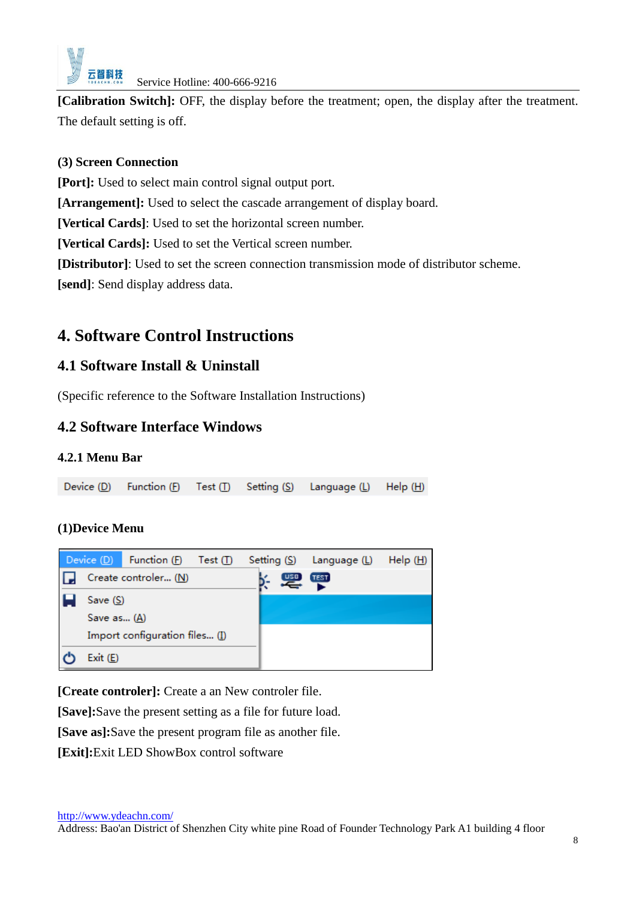**[Calibration Switch]:** OFF, the display before the treatment; open, the display after the treatment. The default setting is off.

**(3) Screen Connection**

**[Port]:** Used to select main control signal output port.

**[Arrangement]:** Used to select the cascade arrangement of display board.

**[Vertical Cards]**: Used to set the horizontal screen number.

**[Vertical Cards]:** Used to set the Vertical screen number.

**[Distributor]**: Used to set the screen connection transmission mode of distributor scheme.

**[send]**: Send display address data.

# 4. Software Control Instructions

## 4.1 Software Install & Uninstall

(Specific reference to the Software Installation Instructions)

## 4.2 Software Interface Windows

### 4.2.1 Menu Bar

Device (D) Function (F) Test (T) Setting (S) Language (L) Help (H)

**(1)Device Menu**

Device (D) Function (F) Test (T) Setting (S) Language (L) Help (H)

Create controler... (N)
Save (S)
Save as... (A)
Import configuration files... (I)
Exit (E)

**[Create controler]:** Create a an New controler file.

**[Save]:**Save the present setting as a file for future load.

**[Save as]:**Save the present program file as another file.

**[Exit]:**Exit LED ShowBox control software

http://www.ydeachn.com/

Address: Bao'an District of Shenzhen City white pine Road of Founder Technology Park A1 building 4 floor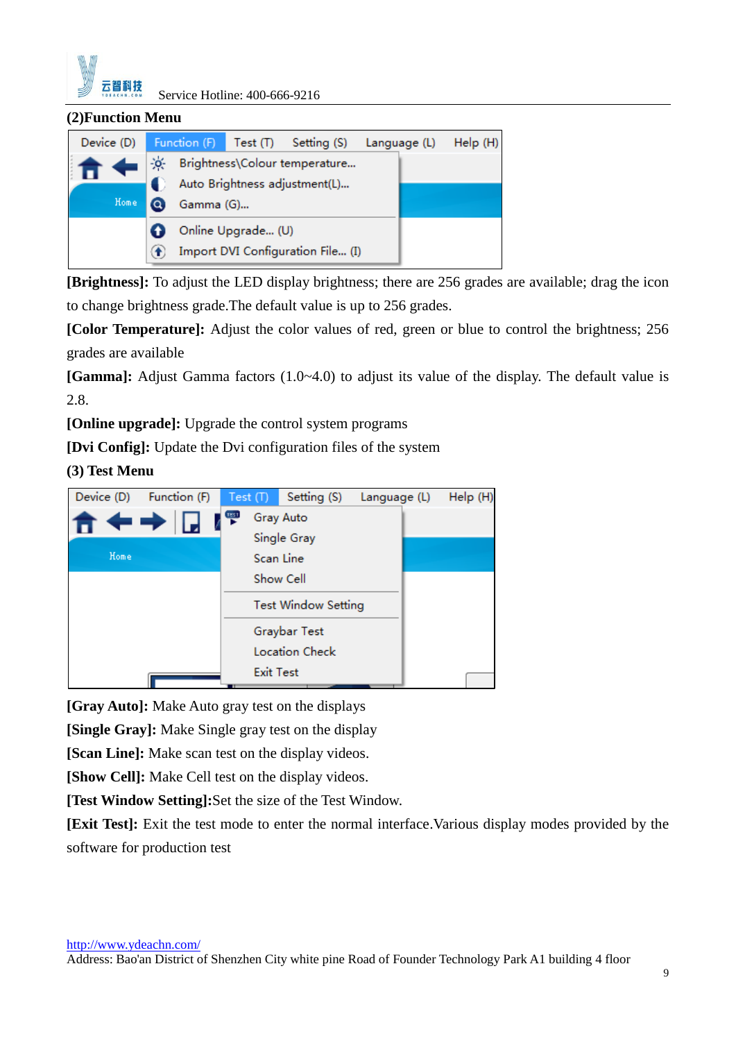**(2)Function Menu**

**[Brightness]:** To adjust the LED display brightness; there are 256 grades are available; drag the icon to change brightness grade.The default value is up to 256 grades.

**[Color Temperature]:** Adjust the color values of red, green or blue to control the brightness; 256 grades are available

**[Gamma]:** Adjust Gamma factors (1.0~4.0) to adjust its value of the display. The default value is 2.8.

**[Online upgrade]:** Upgrade the control system programs

**[Dvi Config]:** Update the Dvi configuration files of the system

**(3) Test Menu**

**[Gray Auto]:** Make Auto gray test on the displays

**[Single Gray]:** Make Single gray test on the display

**[Scan Line]:** Make scan test on the display videos.

**[Show Cell]:** Make Cell test on the display videos.

**[Test Window Setting]:**Set the size of the Test Window.

**[Exit Test]:** Exit the test mode to enter the normal interface.Various display modes provided by the software for production test

http://www.ydeachn.com/

Address: Bao'an District of Shenzhen City white pine Road of Founder Technology Park A1 building 4 floor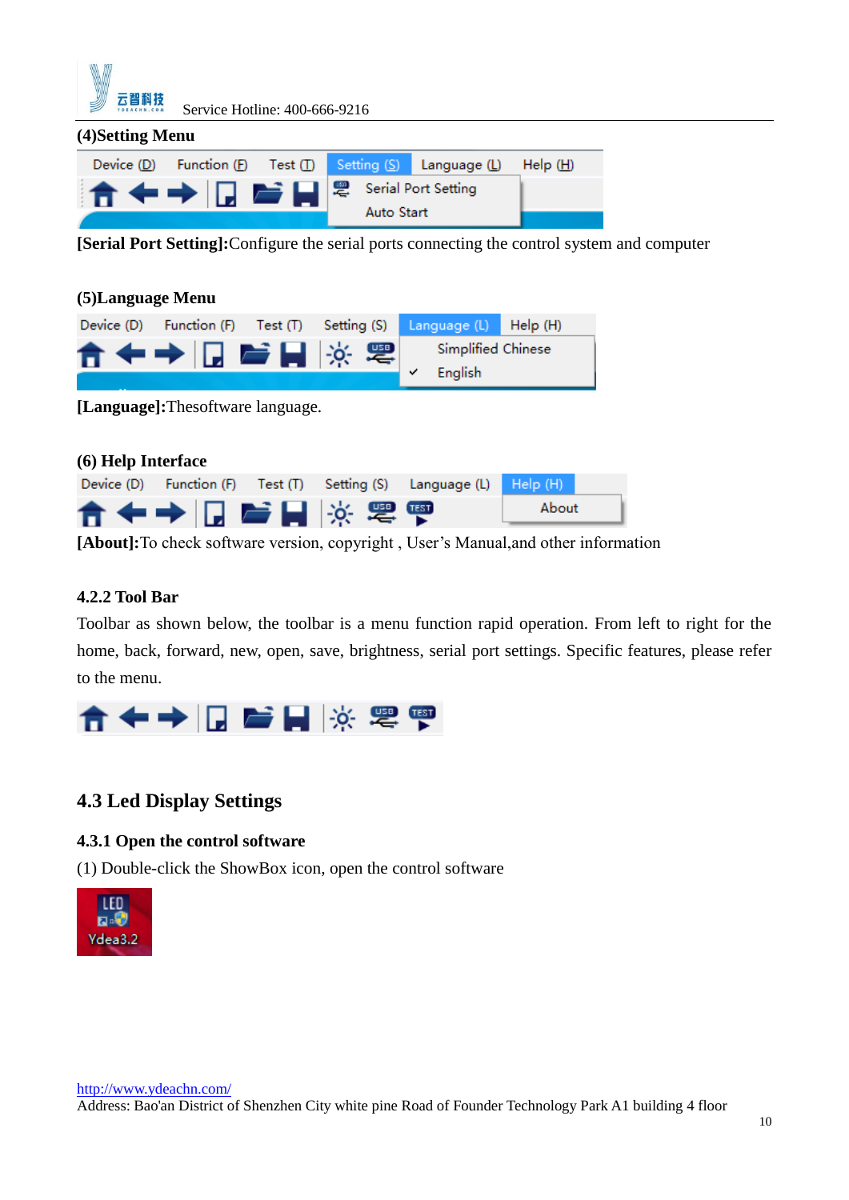(4)Setting Menu

[Serial Port Setting]:Configure the serial ports connecting the control system and computer

(5)Language Menu

[Language]:Thesoftware language.

(6) Help Interface

[About]:To check software version, copyright , User's Manual,and other information

### 4.2.2 Tool Bar

Toolbar as shown below, the toolbar is a menu function rapid operation. From left to right for the home, back, forward, new, open, save, brightness, serial port settings. Specific features, please refer to the menu.

## 4.3 Led Display Settings

### 4.3.1 Open the control software

(1) Double-click the ShowBox icon, open the control software

http://www.ydeachn.com/
Address: Bao'an District of Shenzhen City white pine Road of Founder Technology Park A1 building 4 floor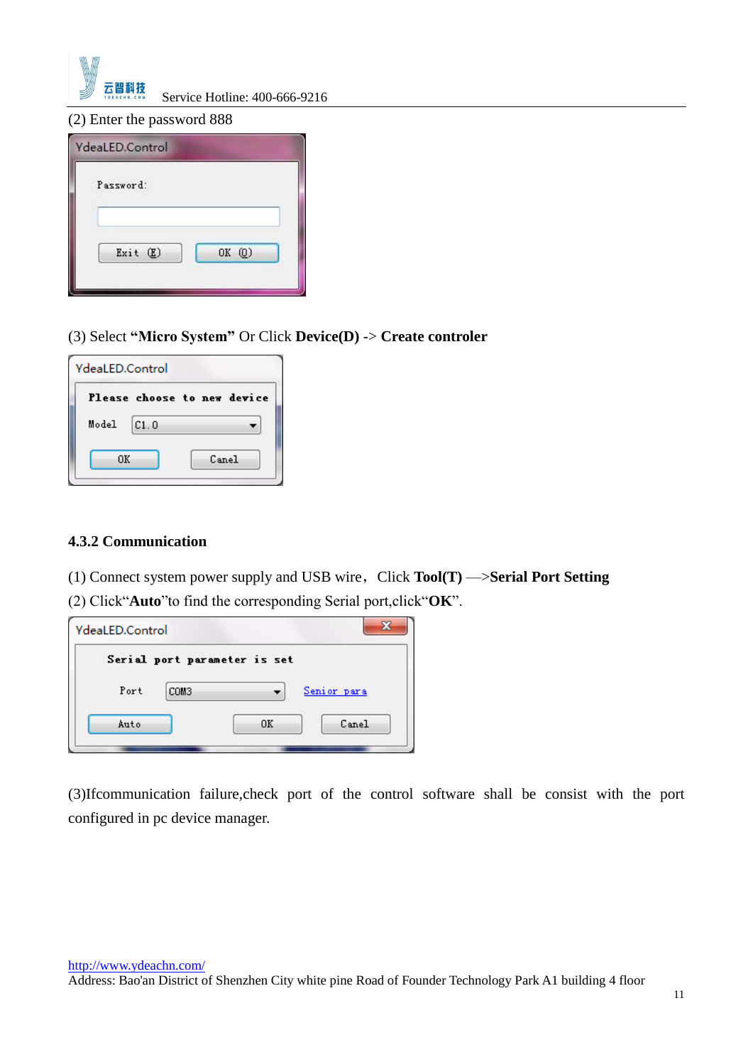(2) Enter the password 888

(3) Select **"Micro System"** Or Click **Device(D)** -> **Create controler**

### 4.3.2 Communication

(1) Connect system power supply and USB wire，Click **Tool(T)** —>**Serial Port Setting**

(2) Click"**Auto**"to find the corresponding Serial port,click"**OK**".

(3)Ifcommunication failure,check port of the control software shall be consist with the port configured in pc device manager.

http://www.ydeachn.com/

Address: Bao'an District of Shenzhen City white pine Road of Founder Technology Park A1 building 4 floor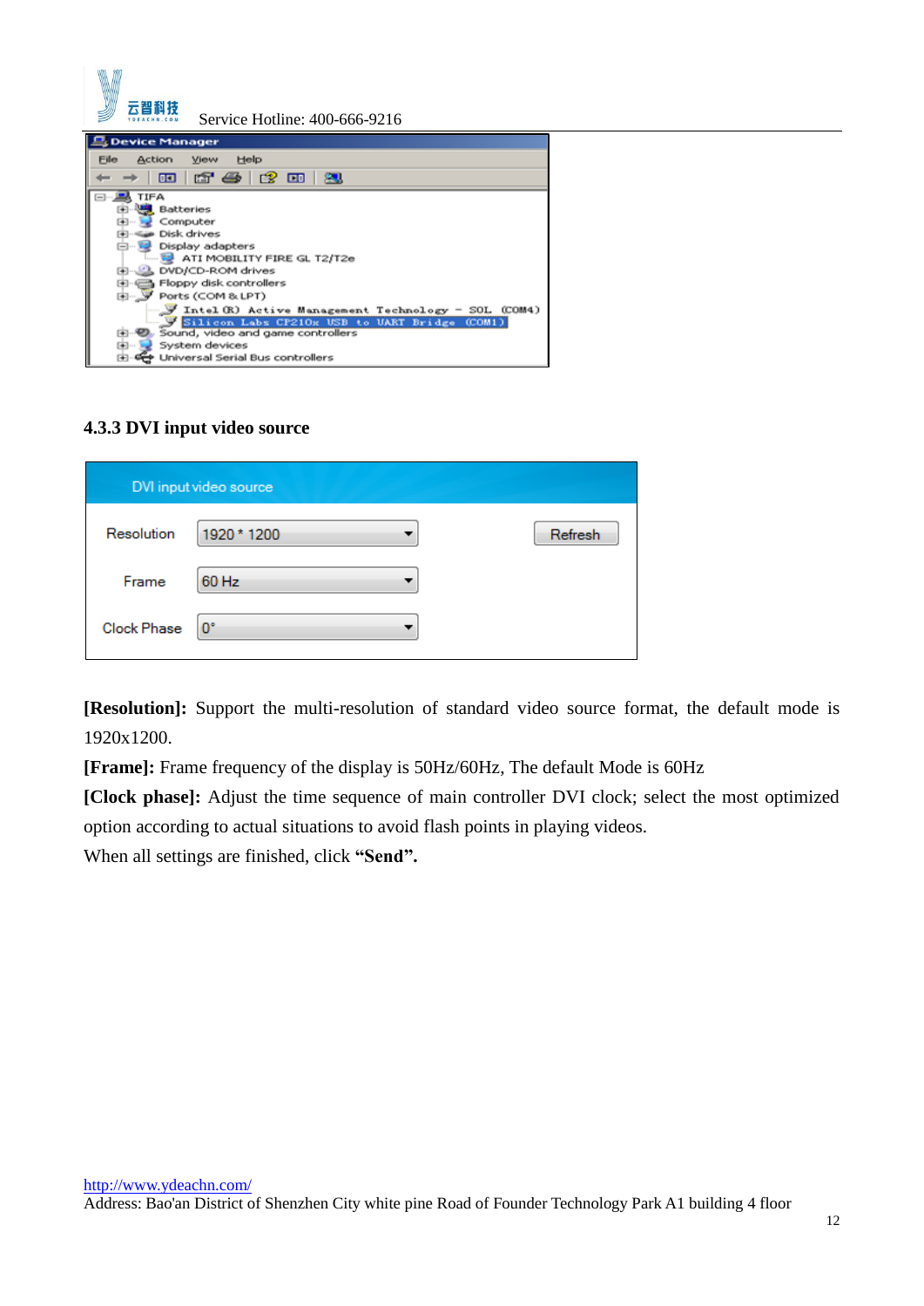### 4.3.3 DVI input video source

**[Resolution]:** Support the multi-resolution of standard video source format, the default mode is 1920x1200.

**[Frame]:** Frame frequency of the display is 50Hz/60Hz, The default Mode is 60Hz

**[Clock phase]:** Adjust the time sequence of main controller DVI clock; select the most optimized option according to actual situations to avoid flash points in playing videos.

When all settings are finished, click **"Send".**

http://www.ydeachn.com/

Address: Bao'an District of Shenzhen City white pine Road of Founder Technology Park A1 building 4 floor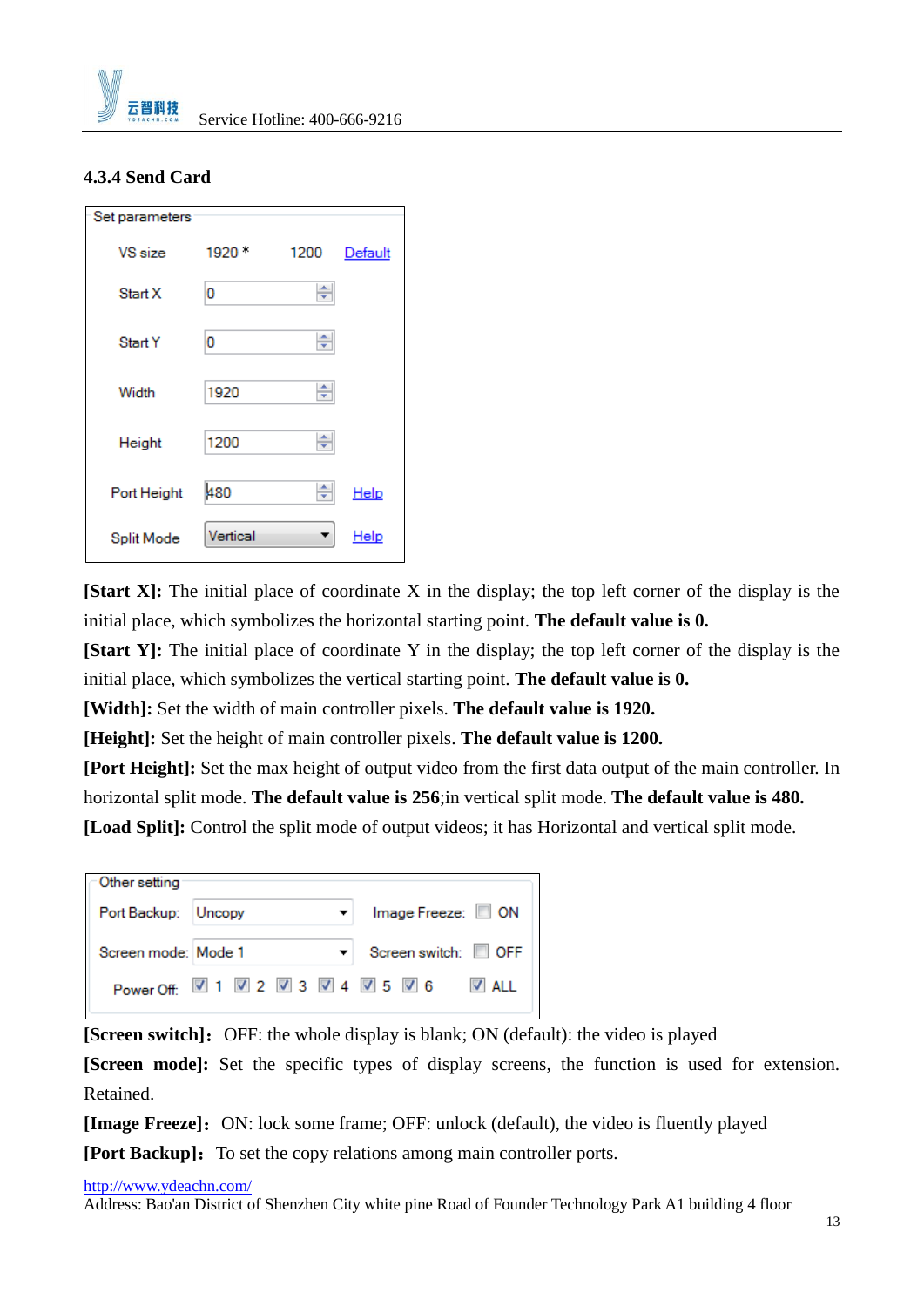### 4.3.4 Send Card

Set parameters

| | | | |
|---|---|---|---|
| VS size | 1920 * | 1200 | Default |
| Start X | 0 | | |
| Start Y | 0 | | |
| Width | 1920 | | |
| Height | 1200 | | |
| Port Height | 480 | | Help |
| Split Mode | Vertical | | Help |

**[Start X]:** The initial place of coordinate X in the display; the top left corner of the display is the initial place, which symbolizes the horizontal starting point. **The default value is 0.**

**[Start Y]:** The initial place of coordinate Y in the display; the top left corner of the display is the initial place, which symbolizes the vertical starting point. **The default value is 0.**

**[Width]:** Set the width of main controller pixels. **The default value is 1920.**

**[Height]:** Set the height of main controller pixels. **The default value is 1200.**

**[Port Height]:** Set the max height of output video from the first data output of the main controller. In horizontal split mode. **The default value is 256**;in vertical split mode. **The default value is 480.**

**[Load Split]:** Control the split mode of output videos; it has Horizontal and vertical split mode.

Other setting

| | | | |
|---|---|---|---|
| Port Backup: | Uncopy | Image Freeze: | ☐ ON |
| Screen mode: | Mode 1 | Screen switch: | ☐ OFF |
| Power Off: | ☑ 1 ☑ 2 ☑ 3 ☑ 4 ☑ 5 ☑ 6 | | ☑ ALL |

**[Screen switch]：** OFF: the whole display is blank; ON (default): the video is played

**[Screen mode]:** Set the specific types of display screens, the function is used for extension. Retained.

**[Image Freeze]：** ON: lock some frame; OFF: unlock (default), the video is fluently played

**[Port Backup]：** To set the copy relations among main controller ports.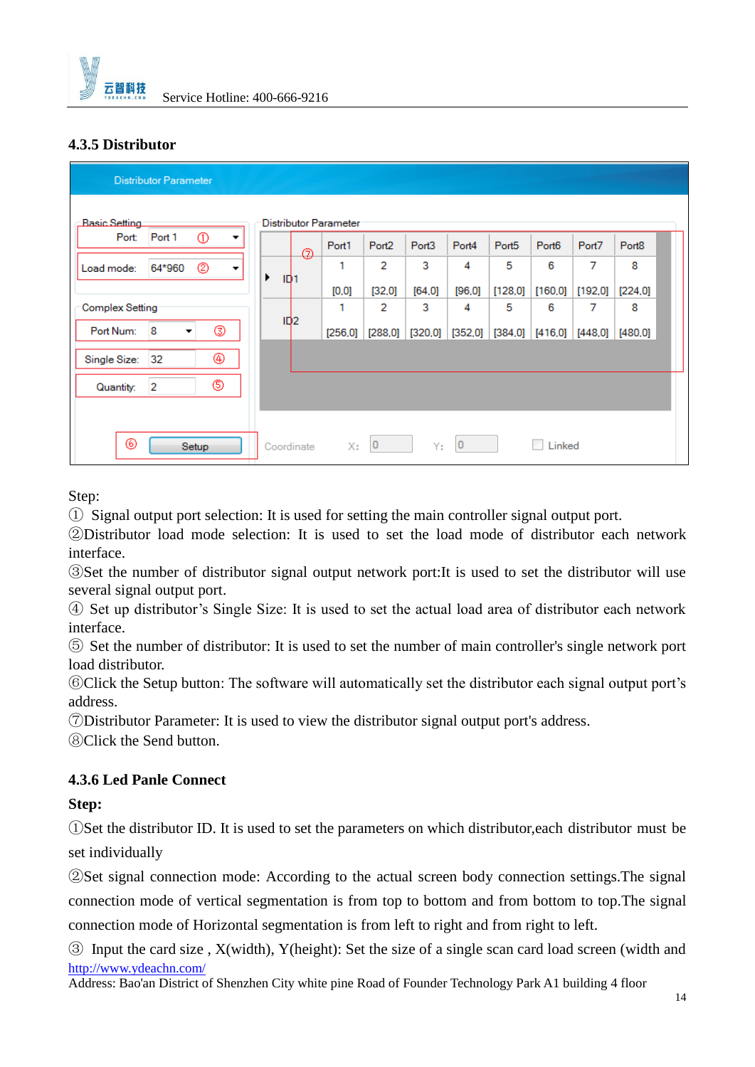### 4.3.5 Distributor

Step:

① Signal output port selection: It is used for setting the main controller signal output port.

②Distributor load mode selection: It is used to set the load mode of distributor each network interface.

③Set the number of distributor signal output network port:It is used to set the distributor will use several signal output port.

④ Set up distributor's Single Size: It is used to set the actual load area of distributor each network interface.

⑤ Set the number of distributor: It is used to set the number of main controller's single network port load distributor.

⑥Click the Setup button: The software will automatically set the distributor each signal output port's address.

⑦Distributor Parameter: It is used to view the distributor signal output port's address.

⑧Click the Send button.

### 4.3.6 Led Panle Connect

**Step:**

①Set the distributor ID. It is used to set the parameters on which distributor,each distributor must be set individually

②Set signal connection mode: According to the actual screen body connection settings.The signal connection mode of vertical segmentation is from top to bottom and from bottom to top.The signal connection mode of Horizontal segmentation is from left to right and from right to left.

③ Input the card size , X(width), Y(height): Set the size of a single scan card load screen (width and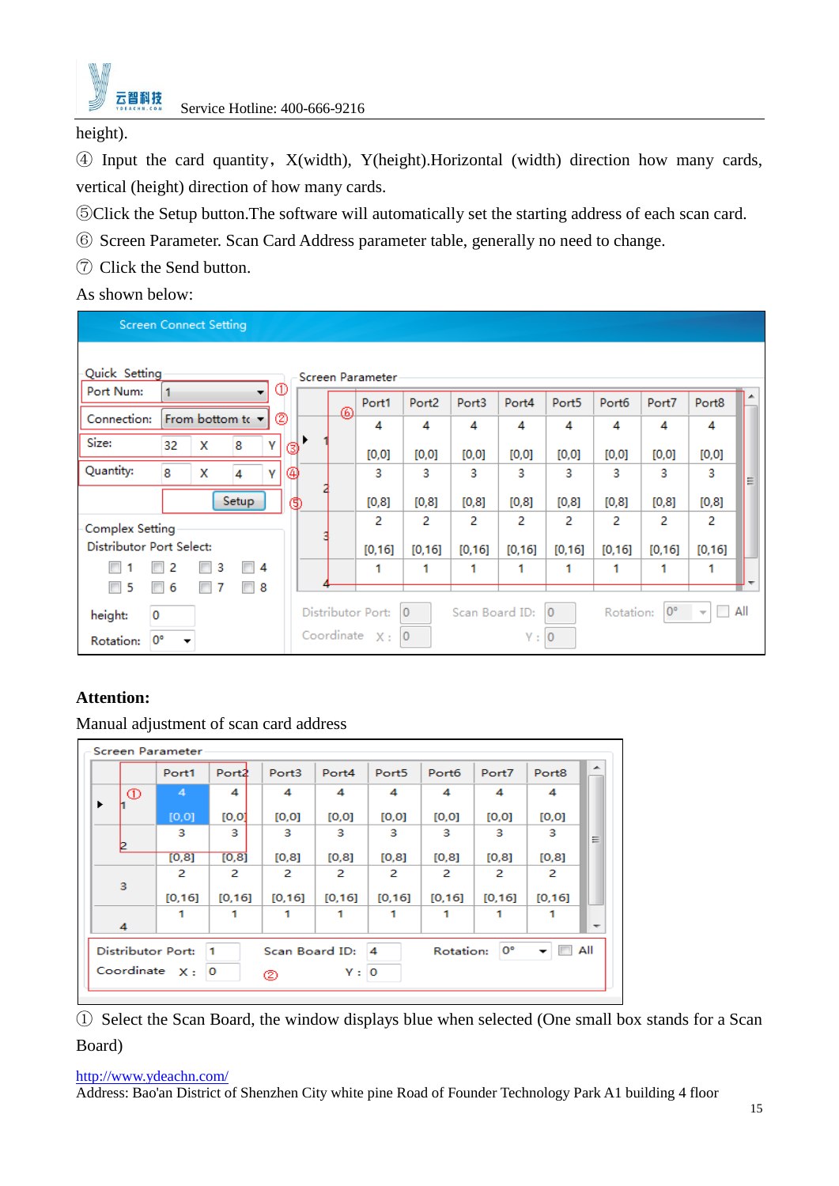height).

④ Input the card quantity，X(width), Y(height).Horizontal (width) direction how many cards, vertical (height) direction of how many cards.

⑤Click the Setup button.The software will automatically set the starting address of each scan card.

⑥ Screen Parameter. Scan Card Address parameter table, generally no need to change.

⑦ Click the Send button.

As shown below:

Screen Connect Setting

Quick Setting

| Port Num: | 1 |
|---|---|
| Connection: | From bottom to |
| Size: | 32 X 8 Y |
| Quantity: | 8 X 4 Y |
| | Setup |

Complex Setting

Distributor Port Select: 1 2 3 4 5 6 7 8

height: 0

Rotation: 0°

Screen Parameter

| | Port1 | Port2 | Port3 | Port4 | Port5 | Port6 | Port7 | Port8 |
|---|---|---|---|---|---|---|---|---|
| 1 | 4 [0,0] | 4 [0,0] | 4 [0,0] | 4 [0,0] | 4 [0,0] | 4 [0,0] | 4 [0,0] | 4 [0,0] |
| 2 | 3 [0,8] | 3 [0,8] | 3 [0,8] | 3 [0,8] | 3 [0,8] | 3 [0,8] | 3 [0,8] | 3 [0,8] |
| 3 | 2 [0,16] | 2 [0,16] | 2 [0,16] | 2 [0,16] | 2 [0,16] | 2 [0,16] | 2 [0,16] | 2 [0,16] |
| 4 | 1 | 1 | 1 | 1 | 1 | 1 | 1 | 1 |

Distributor Port: 0 Scan Board ID: 0 Rotation: 0° All

Coordinate X: 0 Y: 0

**Attention:**

Manual adjustment of scan card address

Screen Parameter

| | Port1 | Port2 | Port3 | Port4 | Port5 | Port6 | Port7 | Port8 |
|---|---|---|---|---|---|---|---|---|
| 1 | 4 [0,0] | 4 [0,0] | 4 [0,0] | 4 [0,0] | 4 [0,0] | 4 [0,0] | 4 [0,0] | 4 [0,0] |
| 2 | 3 [0,8] | 3 [0,8] | 3 [0,8] | 3 [0,8] | 3 [0,8] | 3 [0,8] | 3 [0,8] | 3 [0,8] |
| 3 | 2 [0,16] | 2 [0,16] | 2 [0,16] | 2 [0,16] | 2 [0,16] | 2 [0,16] | 2 [0,16] | 2 [0,16] |
| 4 | 1 | 1 | 1 | 1 | 1 | 1 | 1 | 1 |

Distributor Port: 1 Scan Board ID: 4 Rotation: 0° All

Coordinate X: 0 Y: 0

① Select the Scan Board, the window displays blue when selected (One small box stands for a Scan Board)

http://www.ydeachn.com/

Address: Bao'an District of Shenzhen City white pine Road of Founder Technology Park A1 building 4 floor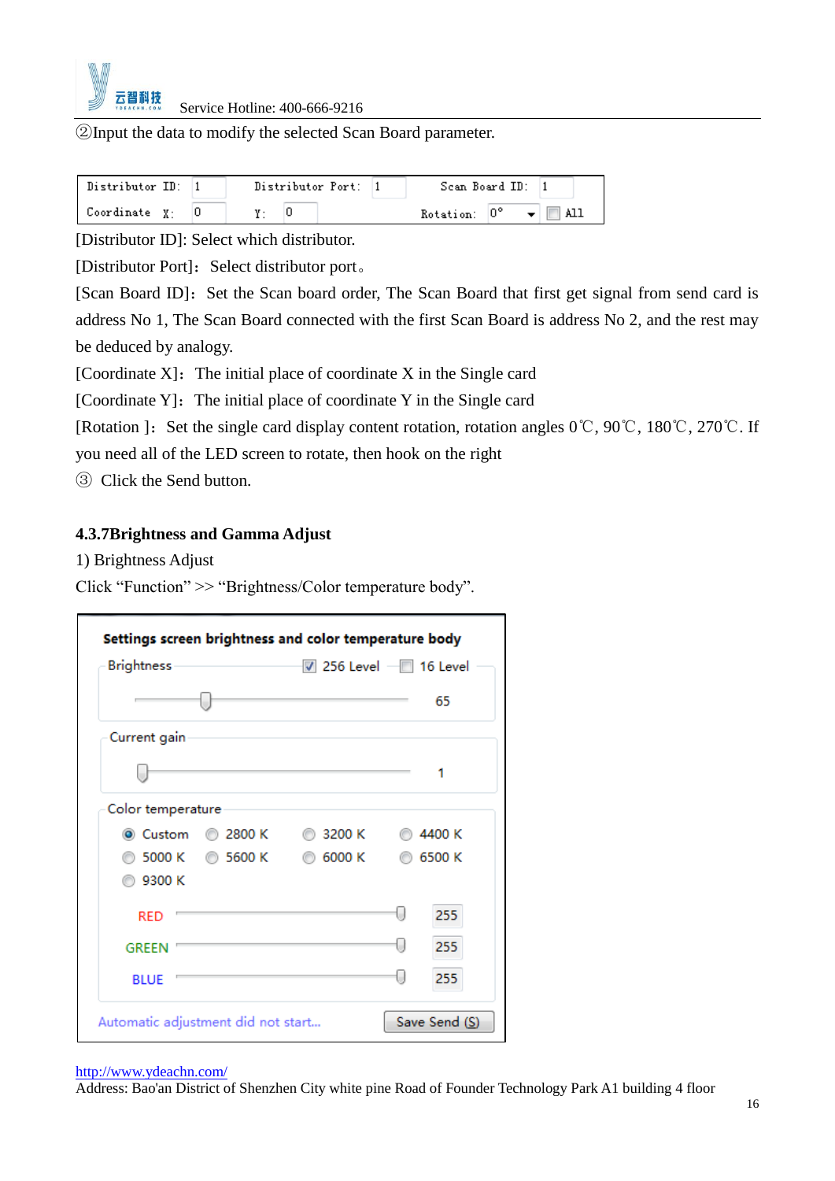②Input the data to modify the selected Scan Board parameter.

| Distributor ID: | 1 | Distributor Port: | 1 | Scan Board ID: | 1 |
| --- | --- | --- | --- | --- | --- |
| Coordinate X: | 0 | Y: | 0 | Rotation: | 0° All |

[Distributor ID]: Select which distributor.

[Distributor Port]: Select distributor port。

[Scan Board ID]: Set the Scan board order, The Scan Board that first get signal from send card is address No 1, The Scan Board connected with the first Scan Board is address No 2, and the rest may be deduced by analogy.

[Coordinate X]: The initial place of coordinate X in the Single card

[Coordinate Y]: The initial place of coordinate Y in the Single card

[Rotation ]: Set the single card display content rotation, rotation angles 0℃, 90℃, 180℃, 270℃. If you need all of the LED screen to rotate, then hook on the right

③ Click the Send button.

### 4.3.7Brightness and Gamma Adjust

1) Brightness Adjust

Click "Function" >> "Brightness/Color temperature body".

**Settings screen brightness and color temperature body**

Brightness ☑ 256 Level ☐ 16 Level

65

Current gain

1

Color temperature

◉ Custom ○ 2800 K ○ 3200 K ○ 4400 K
○ 5000 K ○ 5600 K ○ 6000 K ○ 6500 K
○ 9300 K

RED 255

GREEN 255

BLUE 255

Automatic adjustment did not start...    Save Send (S)

http://www.ydeachn.com/

Address: Bao'an District of Shenzhen City white pine Road of Founder Technology Park A1 building 4 floor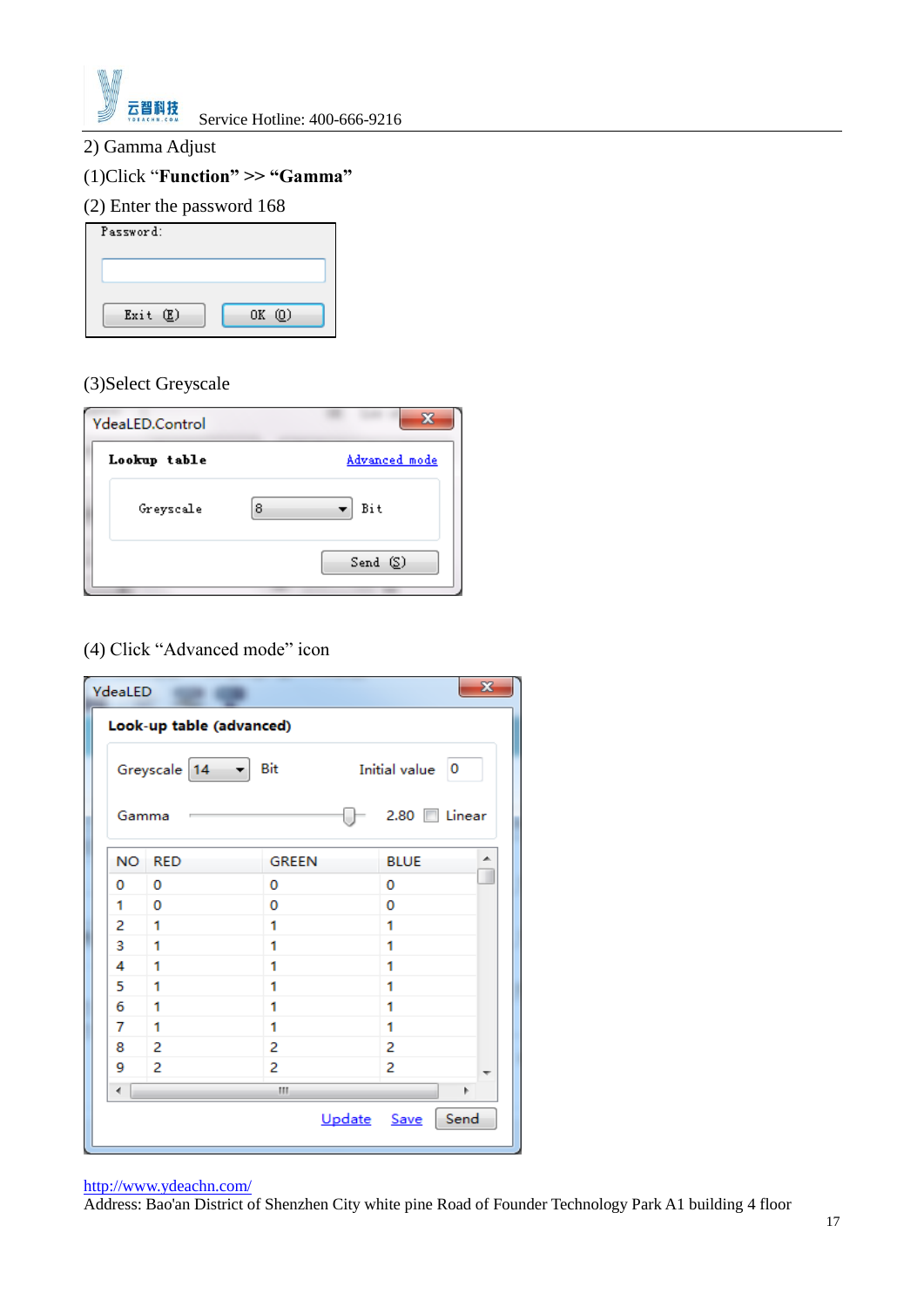2) Gamma Adjust

(1)Click “**Function**” >> “**Gamma**”

(2) Enter the password 168

Password:

Exit (E) OK (O)

(3)Select Greyscale

YdeaLED.Control

**Lookup table** Advanced mode

Greyscale 8 Bit

Send (S)

(4) Click “Advanced mode” icon

YdeaLED

**Look-up table (advanced)**

Greyscale 14 Bit Initial value 0

Gamma 2.80 Linear

| NO | RED | GREEN | BLUE |
|---|---|---|---|
| 0 | 0 | 0 | 0 |
| 1 | 0 | 0 | 0 |
| 2 | 1 | 1 | 1 |
| 3 | 1 | 1 | 1 |
| 4 | 1 | 1 | 1 |
| 5 | 1 | 1 | 1 |
| 6 | 1 | 1 | 1 |
| 7 | 1 | 1 | 1 |
| 8 | 2 | 2 | 2 |
| 9 | 2 | 2 | 2 |

Update Save Send

http://www.ydeachn.com/

Address: Bao'an District of Shenzhen City white pine Road of Founder Technology Park A1 building 4 floor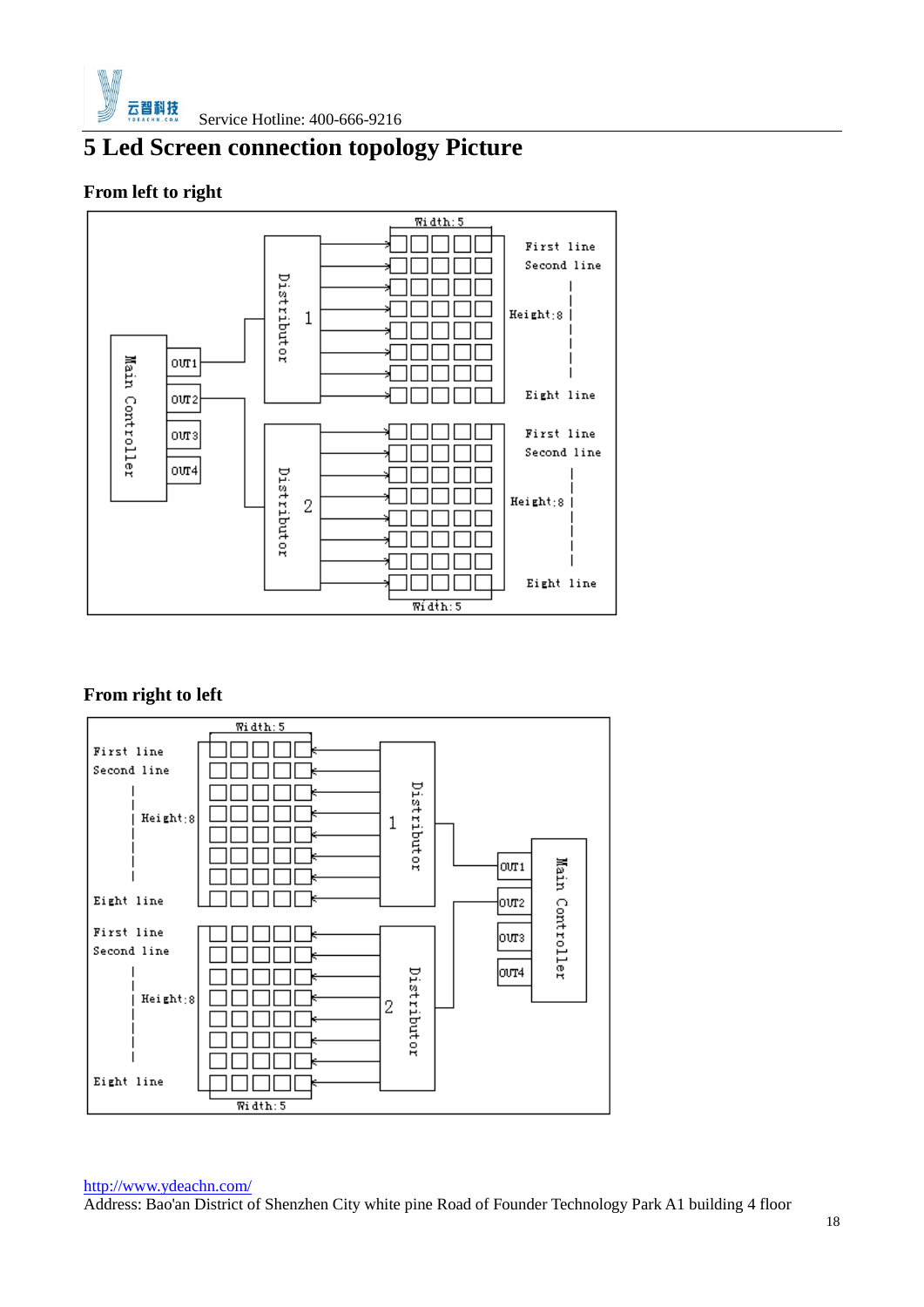# 5 Led Screen connection topology Picture

## From left to right

Width: 5

Main Controller

OUT1

OUT2

OUT3

OUT4

Distributor 1

Distributor 2

First line

Second line

Height: 8

Eight line

First line

Second line

Height: 8

Eight line

Width: 5

## From right to left

Width: 5

First line

Second line

Height: 8

Eight line

First line

Second line

Height: 8

Eight line

Width: 5

Distributor 1

Distributor 2

OUT1

OUT2

OUT3

OUT4

Main Controller

http://www.ydeachn.com/

Address: Bao'an District of Shenzhen City white pine Road of Founder Technology Park A1 building 4 floor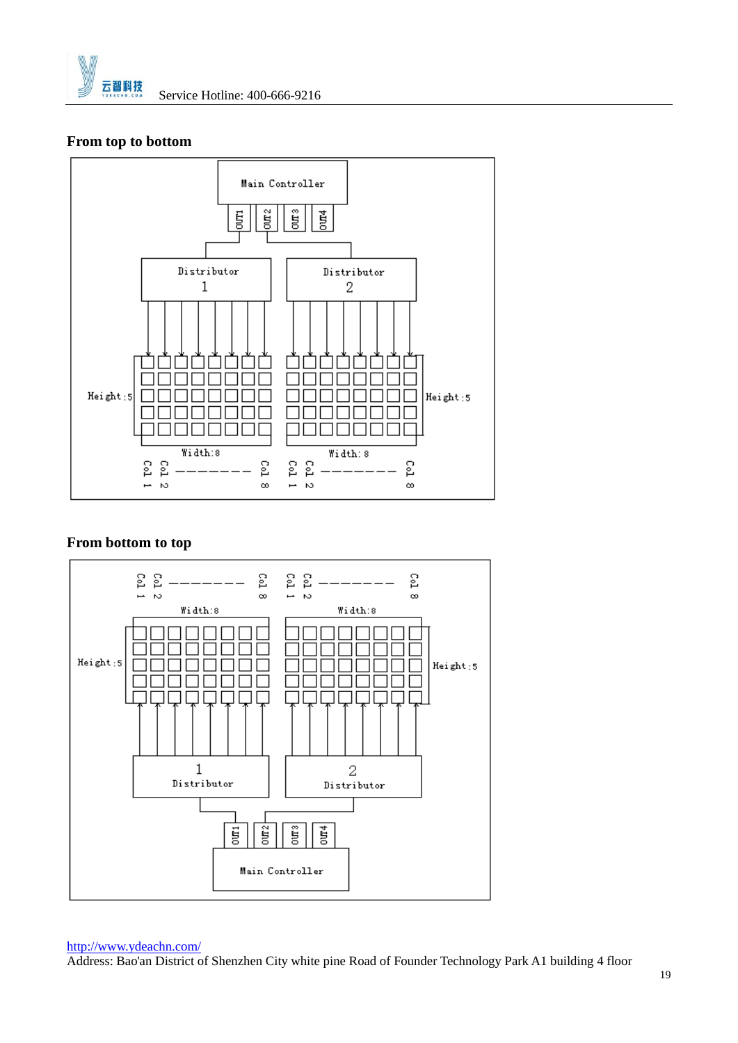### From top to bottom

Main Controller

OUT1 OUT2 OUT3 OUT4

Distributor 1

Distributor 2

Height:5

Height:5

Width:8

Width: 8

Col 1 Col 2 ——————— Col 8 Col 1 Col 2 ——————— Col 8

### From bottom to top

Col 1 Col 2 ——————— Col 8 Col 1 Col 2 ——————— Col 8

Width:8

Width:8

Height:5

Height:5

1 Distributor

2 Distributor

OUT1 OUT2 OUT3 OUT4

Main Controller

http://www.ydeachn.com/

Address: Bao'an District of Shenzhen City white pine Road of Founder Technology Park A1 building 4 floor